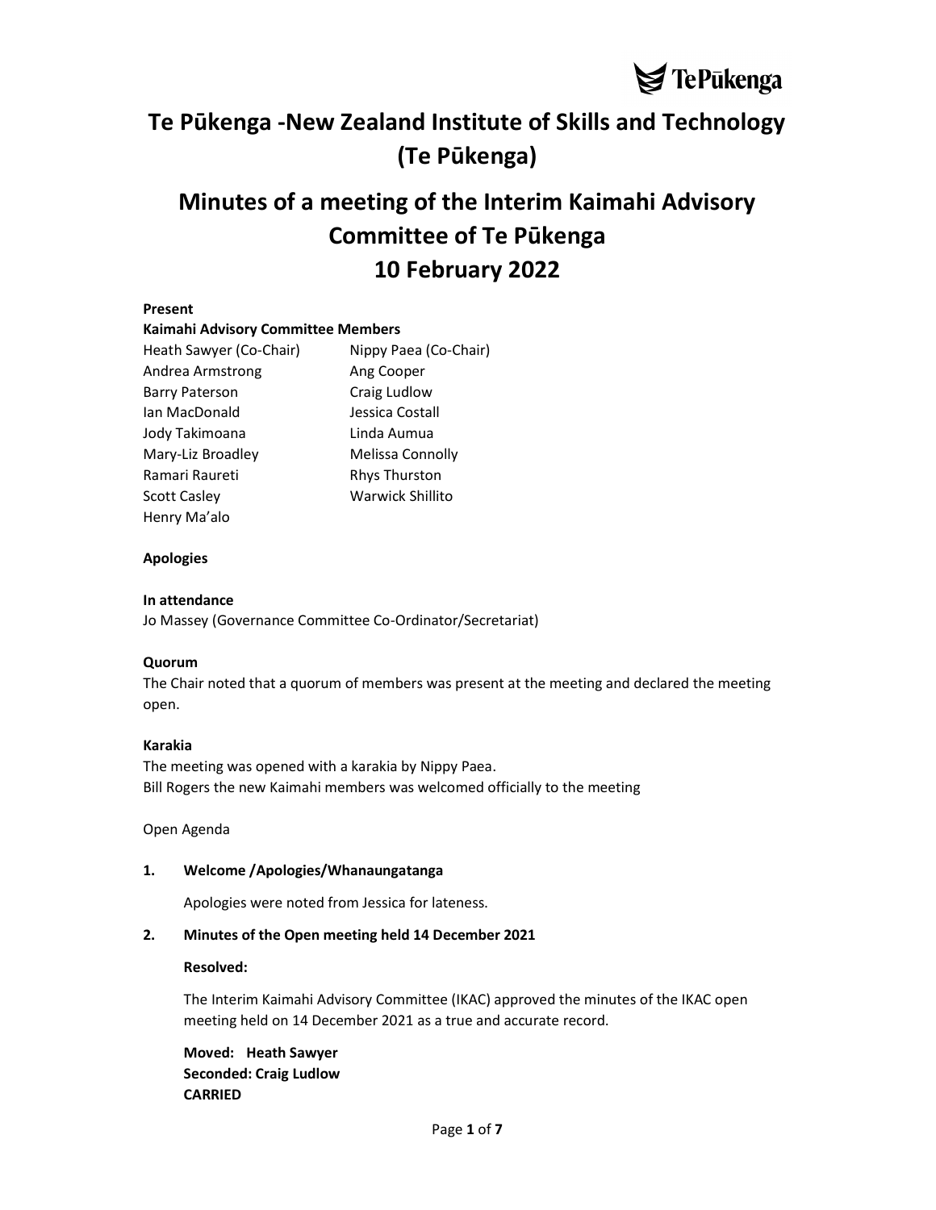# Te Pūkenga -New Zealand Institute of Skills and Technology (Te Pūkenga)

# Minutes of a meeting of the Interim Kaimahi Advisory Committee of Te Pūkenga 10 February 2022

**Present**

**Kaimahi Advisory Committee Members**

Heath Sawyer (Co-Chair)
Nippy Paea (Co-Chair)
Andrea Armstrong
Ang Cooper
Barry Paterson
Craig Ludlow
Ian MacDonald
Jessica Costall
Jody Takimoana
Linda Aumua
Mary-Liz Broadley
Melissa Connolly
Ramari Raureti
Rhys Thurston
Scott Casley
Warwick Shillito
Henry Ma'alo

**Apologies**

**In attendance**

Jo Massey (Governance Committee Co-Ordinator/Secretariat)

**Quorum**

The Chair noted that a quorum of members was present at the meeting and declared the meeting open.

**Karakia**

The meeting was opened with a karakia by Nippy Paea.
Bill Rogers the new Kaimahi members was welcomed officially to the meeting

Open Agenda

**1. Welcome /Apologies/Whanaungatanga**

Apologies were noted from Jessica for lateness.

**2. Minutes of the Open meeting held 14 December 2021**

**Resolved:**

The Interim Kaimahi Advisory Committee (IKAC) approved the minutes of the IKAC open meeting held on 14 December 2021 as a true and accurate record.

**Moved: Heath Sawyer**
**Seconded: Craig Ludlow**
**CARRIED**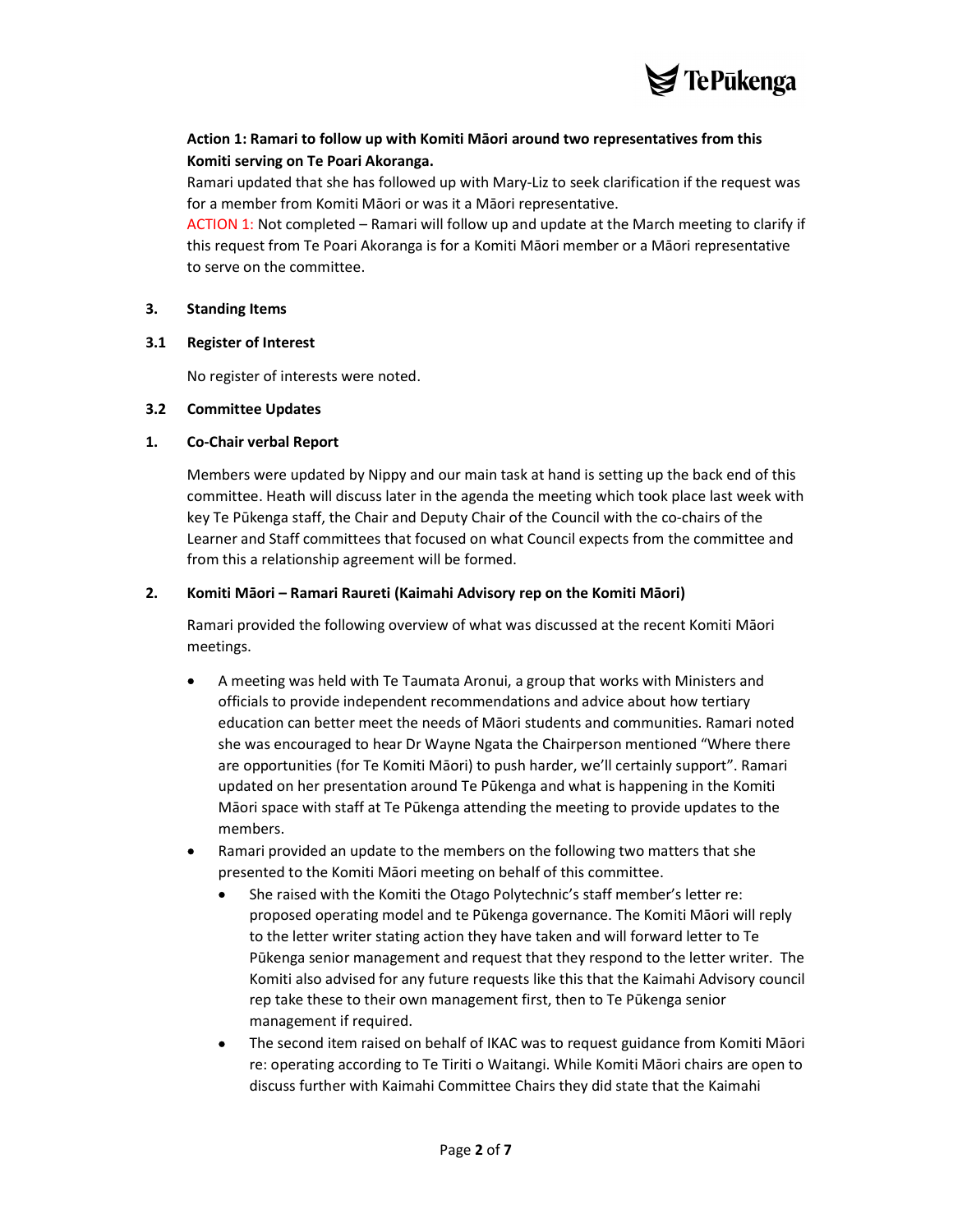**Action 1: Ramari to follow up with Komiti Māori around two representatives from this Komiti serving on Te Poari Akoranga.**

Ramari updated that she has followed up with Mary-Liz to seek clarification if the request was for a member from Komiti Māori or was it a Māori representative.

ACTION 1: Not completed – Ramari will follow up and update at the March meeting to clarify if this request from Te Poari Akoranga is for a Komiti Māori member or a Māori representative to serve on the committee.

**3. Standing Items**

**3.1 Register of Interest**

No register of interests were noted.

**3.2 Committee Updates**

**1. Co-Chair verbal Report**

Members were updated by Nippy and our main task at hand is setting up the back end of this committee. Heath will discuss later in the agenda the meeting which took place last week with key Te Pūkenga staff, the Chair and Deputy Chair of the Council with the co-chairs of the Learner and Staff committees that focused on what Council expects from the committee and from this a relationship agreement will be formed.

**2. Komiti Māori – Ramari Raureti (Kaimahi Advisory rep on the Komiti Māori)**

Ramari provided the following overview of what was discussed at the recent Komiti Māori meetings.

- A meeting was held with Te Taumata Aronui, a group that works with Ministers and officials to provide independent recommendations and advice about how tertiary education can better meet the needs of Māori students and communities. Ramari noted she was encouraged to hear Dr Wayne Ngata the Chairperson mentioned "Where there are opportunities (for Te Komiti Māori) to push harder, we'll certainly support". Ramari updated on her presentation around Te Pūkenga and what is happening in the Komiti Māori space with staff at Te Pūkenga attending the meeting to provide updates to the members.
- Ramari provided an update to the members on the following two matters that she presented to the Komiti Māori meeting on behalf of this committee.
  - She raised with the Komiti the Otago Polytechnic's staff member's letter re: proposed operating model and te Pūkenga governance. The Komiti Māori will reply to the letter writer stating action they have taken and will forward letter to Te Pūkenga senior management and request that they respond to the letter writer. The Komiti also advised for any future requests like this that the Kaimahi Advisory council rep take these to their own management first, then to Te Pūkenga senior management if required.
  - The second item raised on behalf of IKAC was to request guidance from Komiti Māori re: operating according to Te Tiriti o Waitangi. While Komiti Māori chairs are open to discuss further with Kaimahi Committee Chairs they did state that the Kaimahi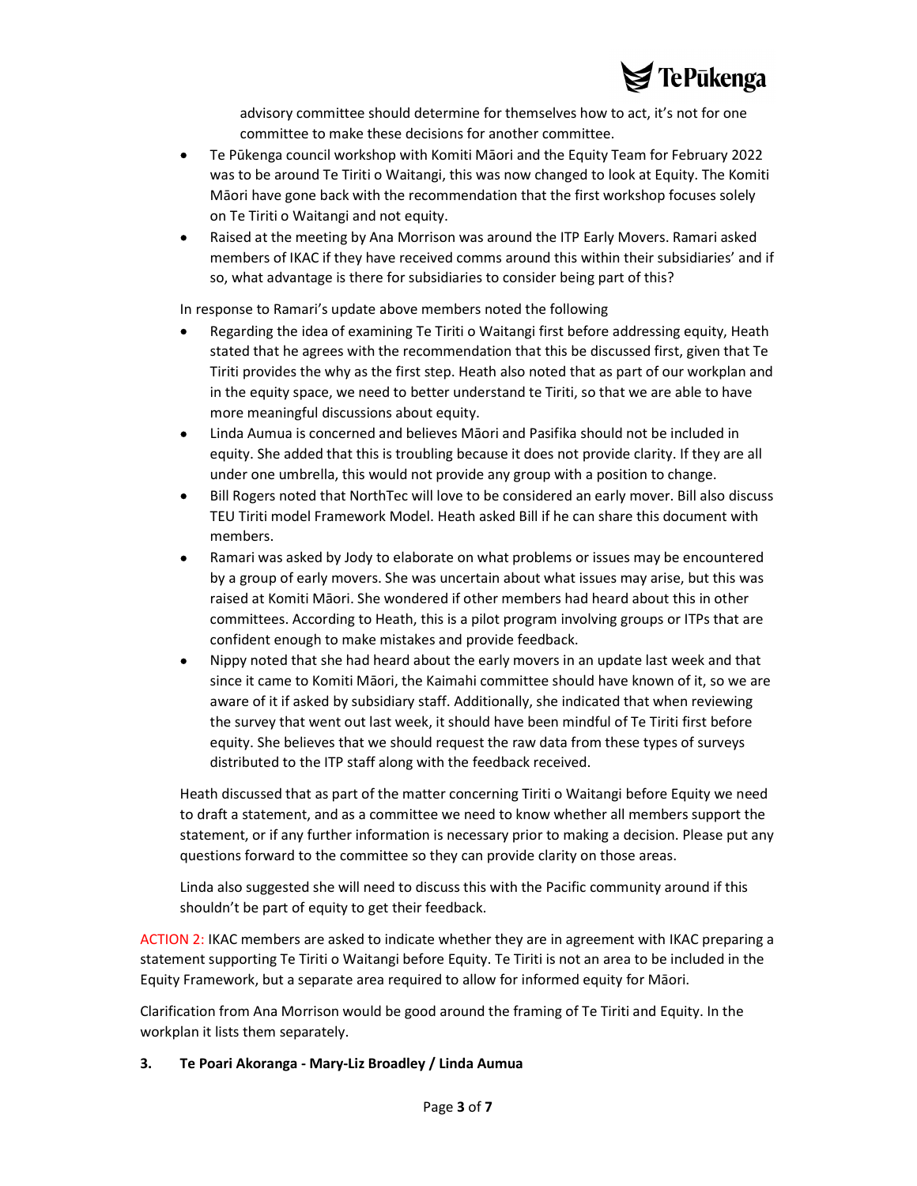advisory committee should determine for themselves how to act, it's not for one committee to make these decisions for another committee.

- Te Pūkenga council workshop with Komiti Māori and the Equity Team for February 2022 was to be around Te Tiriti o Waitangi, this was now changed to look at Equity. The Komiti Māori have gone back with the recommendation that the first workshop focuses solely on Te Tiriti o Waitangi and not equity.
- Raised at the meeting by Ana Morrison was around the ITP Early Movers. Ramari asked members of IKAC if they have received comms around this within their subsidiaries' and if so, what advantage is there for subsidiaries to consider being part of this?

In response to Ramari's update above members noted the following

- Regarding the idea of examining Te Tiriti o Waitangi first before addressing equity, Heath stated that he agrees with the recommendation that this be discussed first, given that Te Tiriti provides the why as the first step. Heath also noted that as part of our workplan and in the equity space, we need to better understand te Tiriti, so that we are able to have more meaningful discussions about equity.
- Linda Aumua is concerned and believes Māori and Pasifika should not be included in equity. She added that this is troubling because it does not provide clarity. If they are all under one umbrella, this would not provide any group with a position to change.
- Bill Rogers noted that NorthTec will love to be considered an early mover. Bill also discuss TEU Tiriti model Framework Model. Heath asked Bill if he can share this document with members.
- Ramari was asked by Jody to elaborate on what problems or issues may be encountered by a group of early movers. She was uncertain about what issues may arise, but this was raised at Komiti Māori. She wondered if other members had heard about this in other committees. According to Heath, this is a pilot program involving groups or ITPs that are confident enough to make mistakes and provide feedback.
- Nippy noted that she had heard about the early movers in an update last week and that since it came to Komiti Māori, the Kaimahi committee should have known of it, so we are aware of it if asked by subsidiary staff. Additionally, she indicated that when reviewing the survey that went out last week, it should have been mindful of Te Tiriti first before equity. She believes that we should request the raw data from these types of surveys distributed to the ITP staff along with the feedback received.

Heath discussed that as part of the matter concerning Tiriti o Waitangi before Equity we need to draft a statement, and as a committee we need to know whether all members support the statement, or if any further information is necessary prior to making a decision. Please put any questions forward to the committee so they can provide clarity on those areas.

Linda also suggested she will need to discuss this with the Pacific community around if this shouldn't be part of equity to get their feedback.

ACTION 2: IKAC members are asked to indicate whether they are in agreement with IKAC preparing a statement supporting Te Tiriti o Waitangi before Equity. Te Tiriti is not an area to be included in the Equity Framework, but a separate area required to allow for informed equity for Māori.

Clarification from Ana Morrison would be good around the framing of Te Tiriti and Equity. In the workplan it lists them separately.

**3. Te Poari Akoranga - Mary-Liz Broadley / Linda Aumua**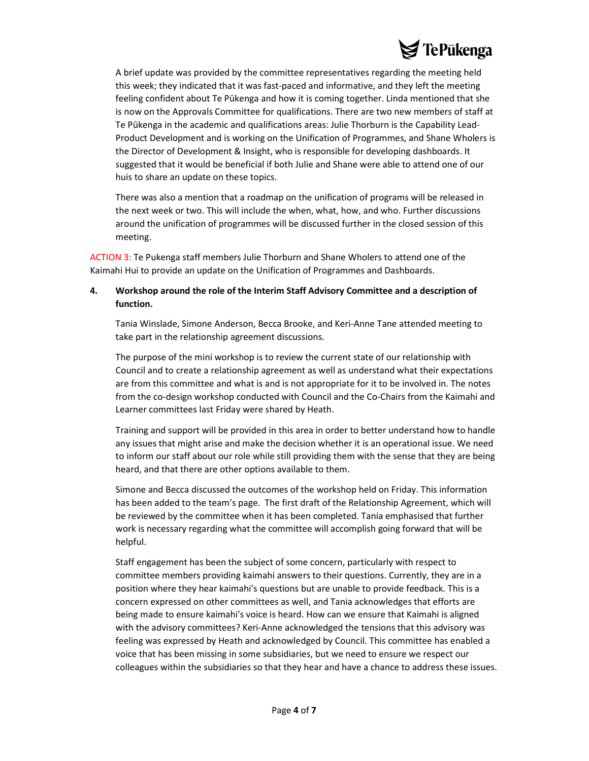A brief update was provided by the committee representatives regarding the meeting held this week; they indicated that it was fast-paced and informative, and they left the meeting feeling confident about Te Pūkenga and how it is coming together. Linda mentioned that she is now on the Approvals Committee for qualifications. There are two new members of staff at Te Pūkenga in the academic and qualifications areas: Julie Thorburn is the Capability Lead-Product Development and is working on the Unification of Programmes, and Shane Wholers is the Director of Development & Insight, who is responsible for developing dashboards. It suggested that it would be beneficial if both Julie and Shane were able to attend one of our huis to share an update on these topics.

There was also a mention that a roadmap on the unification of programs will be released in the next week or two. This will include the when, what, how, and who. Further discussions around the unification of programmes will be discussed further in the closed session of this meeting.

ACTION 3: Te Pukenga staff members Julie Thorburn and Shane Wholers to attend one of the Kaimahi Hui to provide an update on the Unification of Programmes and Dashboards.

**4. Workshop around the role of the Interim Staff Advisory Committee and a description of function.**

Tania Winslade, Simone Anderson, Becca Brooke, and Keri-Anne Tane attended meeting to take part in the relationship agreement discussions.

The purpose of the mini workshop is to review the current state of our relationship with Council and to create a relationship agreement as well as understand what their expectations are from this committee and what is and is not appropriate for it to be involved in. The notes from the co-design workshop conducted with Council and the Co-Chairs from the Kaimahi and Learner committees last Friday were shared by Heath.

Training and support will be provided in this area in order to better understand how to handle any issues that might arise and make the decision whether it is an operational issue. We need to inform our staff about our role while still providing them with the sense that they are being heard, and that there are other options available to them.

Simone and Becca discussed the outcomes of the workshop held on Friday. This information has been added to the team's page. The first draft of the Relationship Agreement, which will be reviewed by the committee when it has been completed. Tania emphasised that further work is necessary regarding what the committee will accomplish going forward that will be helpful.

Staff engagement has been the subject of some concern, particularly with respect to committee members providing kaimahi answers to their questions. Currently, they are in a position where they hear kaimahi's questions but are unable to provide feedback. This is a concern expressed on other committees as well, and Tania acknowledges that efforts are being made to ensure kaimahi's voice is heard. How can we ensure that Kaimahi is aligned with the advisory committees? Keri-Anne acknowledged the tensions that this advisory was feeling was expressed by Heath and acknowledged by Council. This committee has enabled a voice that has been missing in some subsidiaries, but we need to ensure we respect our colleagues within the subsidiaries so that they hear and have a chance to address these issues.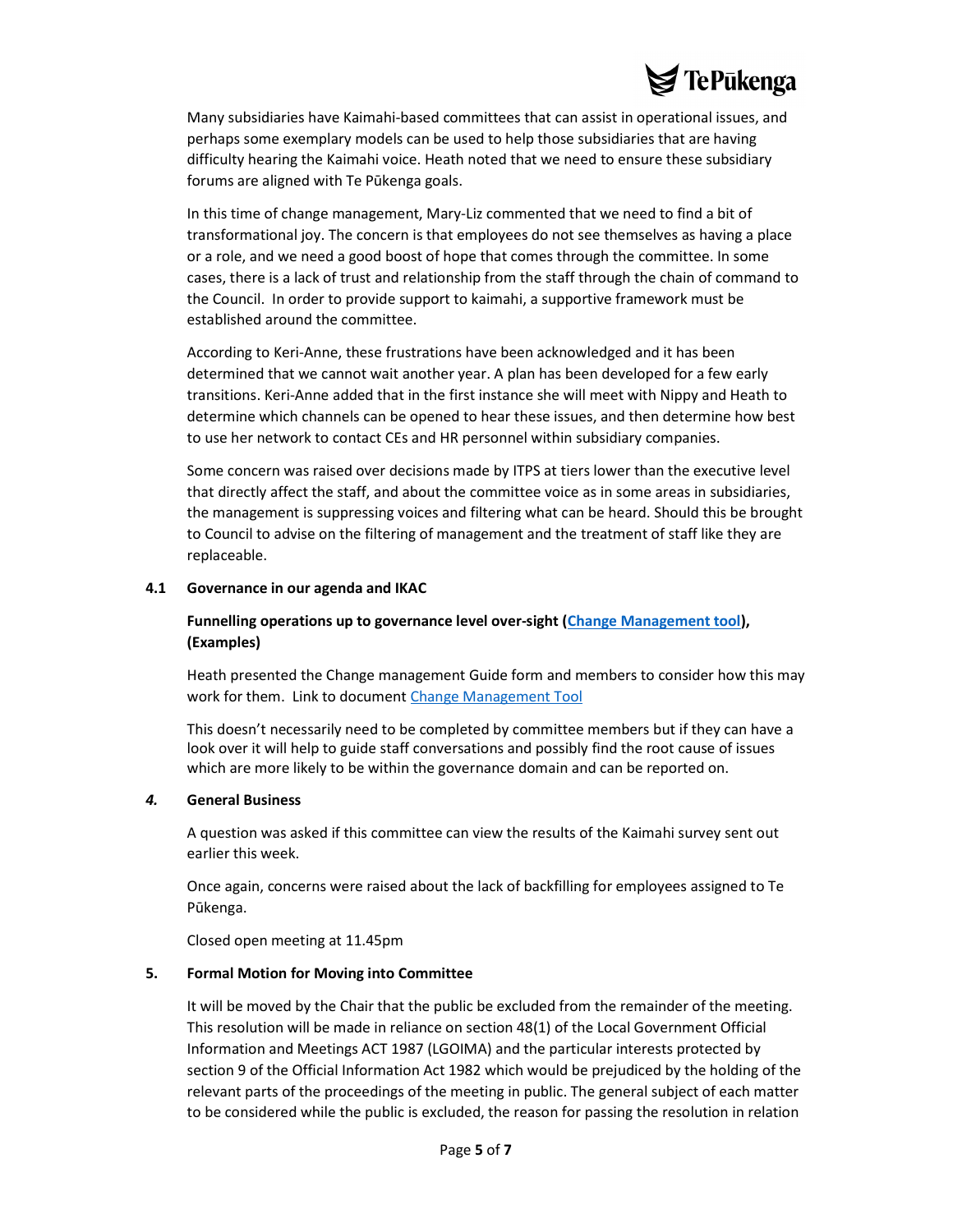Many subsidiaries have Kaimahi-based committees that can assist in operational issues, and perhaps some exemplary models can be used to help those subsidiaries that are having difficulty hearing the Kaimahi voice. Heath noted that we need to ensure these subsidiary forums are aligned with Te Pūkenga goals.

In this time of change management, Mary-Liz commented that we need to find a bit of transformational joy. The concern is that employees do not see themselves as having a place or a role, and we need a good boost of hope that comes through the committee. In some cases, there is a lack of trust and relationship from the staff through the chain of command to the Council. In order to provide support to kaimahi, a supportive framework must be established around the committee.

According to Keri-Anne, these frustrations have been acknowledged and it has been determined that we cannot wait another year. A plan has been developed for a few early transitions. Keri-Anne added that in the first instance she will meet with Nippy and Heath to determine which channels can be opened to hear these issues, and then determine how best to use her network to contact CEs and HR personnel within subsidiary companies.

Some concern was raised over decisions made by ITPS at tiers lower than the executive level that directly affect the staff, and about the committee voice as in some areas in subsidiaries, the management is suppressing voices and filtering what can be heard. Should this be brought to Council to advise on the filtering of management and the treatment of staff like they are replaceable.

**4.1 Governance in our agenda and IKAC**

**Funnelling operations up to governance level over-sight ([Change Management tool](Change Management tool)), (Examples)**

Heath presented the Change management Guide form and members to consider how this may work for them. Link to document [Change Management Tool](Change Management Tool)

This doesn't necessarily need to be completed by committee members but if they can have a look over it will help to guide staff conversations and possibly find the root cause of issues which are more likely to be within the governance domain and can be reported on.

***4.*** **General Business**

A question was asked if this committee can view the results of the Kaimahi survey sent out earlier this week.

Once again, concerns were raised about the lack of backfilling for employees assigned to Te Pūkenga.

Closed open meeting at 11.45pm

**5. Formal Motion for Moving into Committee**

It will be moved by the Chair that the public be excluded from the remainder of the meeting. This resolution will be made in reliance on section 48(1) of the Local Government Official Information and Meetings ACT 1987 (LGOIMA) and the particular interests protected by section 9 of the Official Information Act 1982 which would be prejudiced by the holding of the relevant parts of the proceedings of the meeting in public. The general subject of each matter to be considered while the public is excluded, the reason for passing the resolution in relation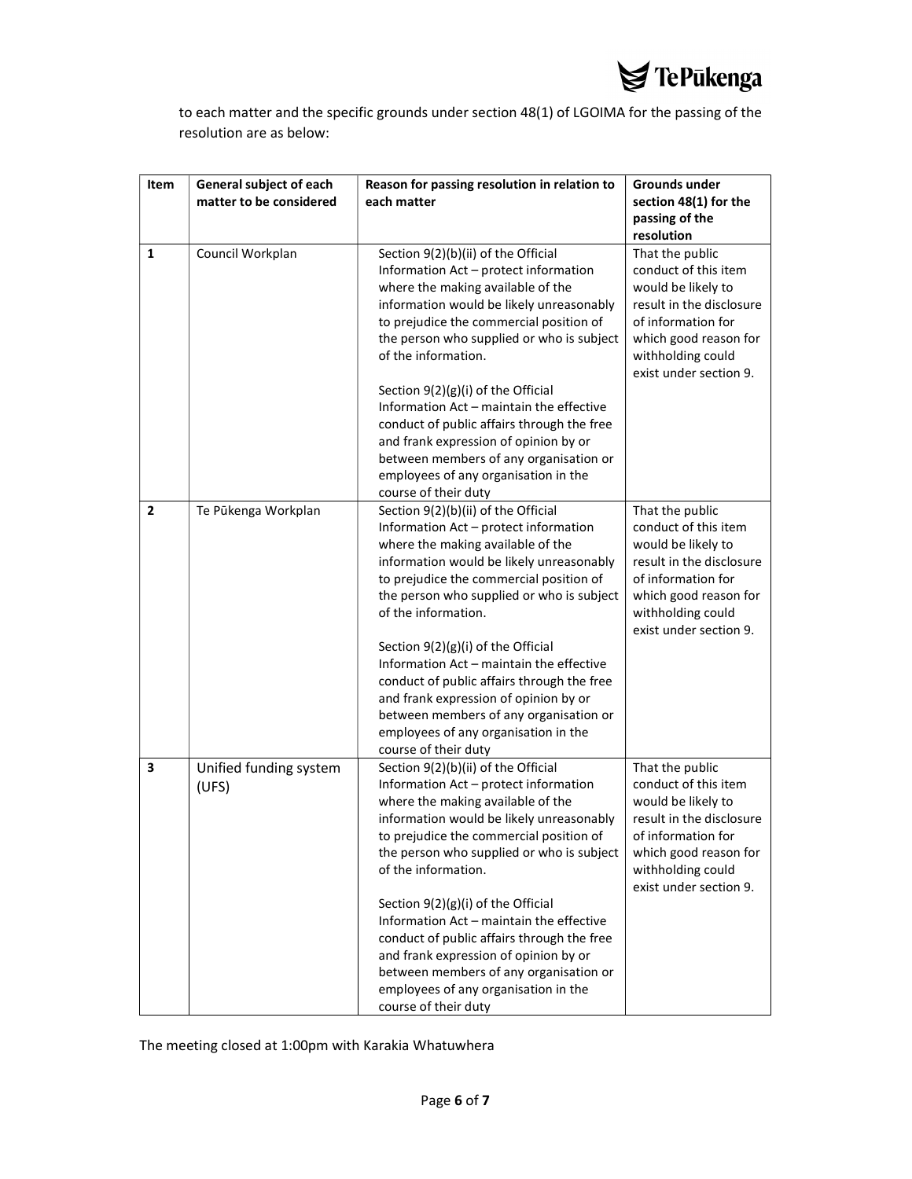to each matter and the specific grounds under section 48(1) of LGOIMA for the passing of the resolution are as below:

| Item | General subject of each matter to be considered | Reason for passing resolution in relation to each matter | Grounds under section 48(1) for the passing of the resolution |
|---|---|---|---|
| 1 | Council Workplan | Section 9(2)(b)(ii) of the Official Information Act – protect information where the making available of the information would be likely unreasonably to prejudice the commercial position of the person who supplied or who is subject of the information.<br><br>Section 9(2)(g)(i) of the Official Information Act – maintain the effective conduct of public affairs through the free and frank expression of opinion by or between members of any organisation or employees of any organisation in the course of their duty | That the public conduct of this item would be likely to result in the disclosure of information for which good reason for withholding could exist under section 9. |
| 2 | Te Pūkenga Workplan | Section 9(2)(b)(ii) of the Official Information Act – protect information where the making available of the information would be likely unreasonably to prejudice the commercial position of the person who supplied or who is subject of the information.<br><br>Section 9(2)(g)(i) of the Official Information Act – maintain the effective conduct of public affairs through the free and frank expression of opinion by or between members of any organisation or employees of any organisation in the course of their duty | That the public conduct of this item would be likely to result in the disclosure of information for which good reason for withholding could exist under section 9. |
| 3 | Unified funding system (UFS) | Section 9(2)(b)(ii) of the Official Information Act – protect information where the making available of the information would be likely unreasonably to prejudice the commercial position of the person who supplied or who is subject of the information.<br><br>Section 9(2)(g)(i) of the Official Information Act – maintain the effective conduct of public affairs through the free and frank expression of opinion by or between members of any organisation or employees of any organisation in the course of their duty | That the public conduct of this item would be likely to result in the disclosure of information for which good reason for withholding could exist under section 9. |

The meeting closed at 1:00pm with Karakia Whatuwhera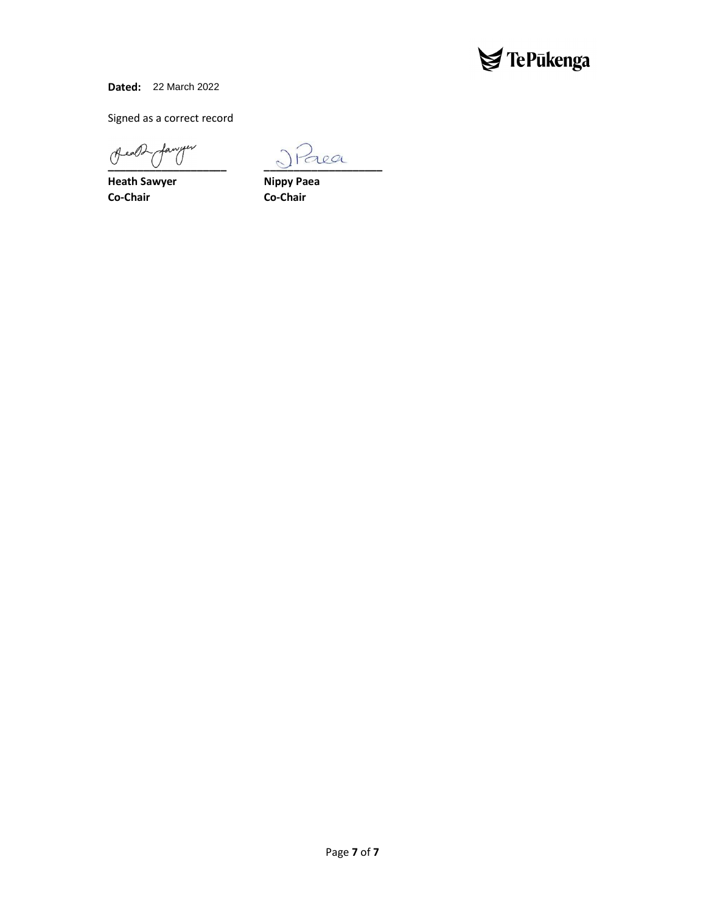**Dated:** 22 March 2022

Signed as a correct record

| | |
|---|---|
| **Heath Sawyer** | **Nippy Paea** |
| **Co-Chair** | **Co-Chair** |